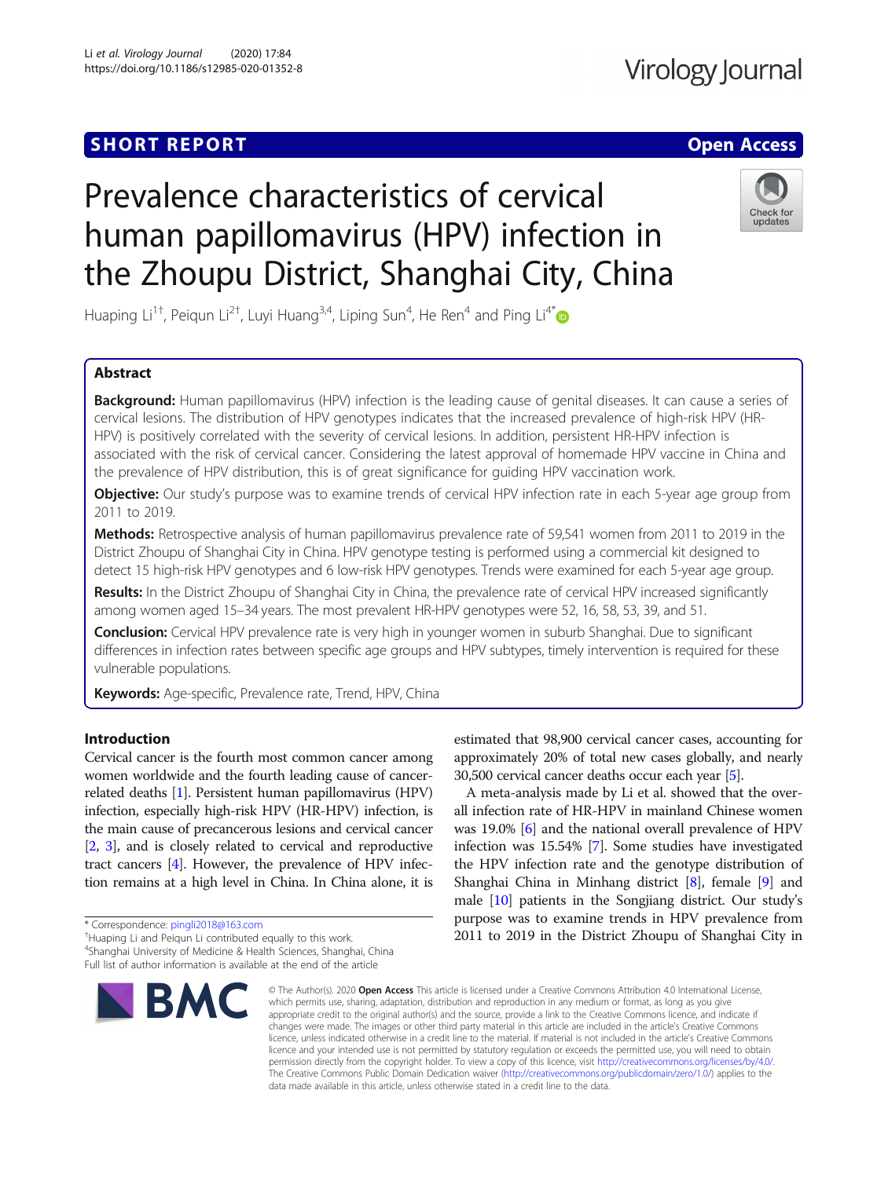SHORT REPORT

Open Access

# Prevalence characteristics of cervical human papillomavirus (HPV) infection in the Zhoupu District, Shanghai City, China

Huaping Li[1†], Peiqun Li[2†], Luyi Huang[3,4], Liping Sun[4], He Ren[4] and Ping Li[4*]

## Abstract

**Background:** Human papillomavirus (HPV) infection is the leading cause of genital diseases. It can cause a series of cervical lesions. The distribution of HPV genotypes indicates that the increased prevalence of high-risk HPV (HR-HPV) is positively correlated with the severity of cervical lesions. In addition, persistent HR-HPV infection is associated with the risk of cervical cancer. Considering the latest approval of homemade HPV vaccine in China and the prevalence of HPV distribution, this is of great significance for guiding HPV vaccination work.

**Objective:** Our study's purpose was to examine trends of cervical HPV infection rate in each 5-year age group from 2011 to 2019.

**Methods:** Retrospective analysis of human papillomavirus prevalence rate of 59,541 women from 2011 to 2019 in the District Zhoupu of Shanghai City in China. HPV genotype testing is performed using a commercial kit designed to detect 15 high-risk HPV genotypes and 6 low-risk HPV genotypes. Trends were examined for each 5-year age group.

**Results:** In the District Zhoupu of Shanghai City in China, the prevalence rate of cervical HPV increased significantly among women aged 15–34 years. The most prevalent HR-HPV genotypes were 52, 16, 58, 53, 39, and 51.

**Conclusion:** Cervical HPV prevalence rate is very high in younger women in suburb Shanghai. Due to significant differences in infection rates between specific age groups and HPV subtypes, timely intervention is required for these vulnerable populations.

**Keywords:** Age-specific, Prevalence rate, Trend, HPV, China

## Introduction

Cervical cancer is the fourth most common cancer among women worldwide and the fourth leading cause of cancer-related deaths [1]. Persistent human papillomavirus (HPV) infection, especially high-risk HPV (HR-HPV) infection, is the main cause of precancerous lesions and cervical cancer [2, 3], and is closely related to cervical and reproductive tract cancers [4]. However, the prevalence of HPV infection remains at a high level in China. In China alone, it is estimated that 98,900 cervical cancer cases, accounting for approximately 20% of total new cases globally, and nearly 30,500 cervical cancer deaths occur each year [5].

A meta-analysis made by Li et al. showed that the overall infection rate of HR-HPV in mainland Chinese women was 19.0% [6] and the national overall prevalence of HPV infection was 15.54% [7]. Some studies have investigated the HPV infection rate and the genotype distribution of Shanghai China in Minhang district [8], female [9] and male [10] patients in the Songjiang district. Our study's purpose was to examine trends in HPV prevalence from 2011 to 2019 in the District Zhoupu of Shanghai City in

\* Correspondence: pingli2018@163.com

†Huaping Li and Peiqun Li contributed equally to this work.

[4]Shanghai University of Medicine & Health Sciences, Shanghai, China

Full list of author information is available at the end of the article

© The Author(s). 2020 **Open Access** This article is licensed under a Creative Commons Attribution 4.0 International License, which permits use, sharing, adaptation, distribution and reproduction in any medium or format, as long as you give appropriate credit to the original author(s) and the source, provide a link to the Creative Commons licence, and indicate if changes were made. The images or other third party material in this article are included in the article's Creative Commons licence, unless indicated otherwise in a credit line to the material. If material is not included in the article's Creative Commons licence and your intended use is not permitted by statutory regulation or exceeds the permitted use, you will need to obtain permission directly from the copyright holder. To view a copy of this licence, visit http://creativecommons.org/licenses/by/4.0/. The Creative Commons Public Domain Dedication waiver (http://creativecommons.org/publicdomain/zero/1.0/) applies to the data made available in this article, unless otherwise stated in a credit line to the data.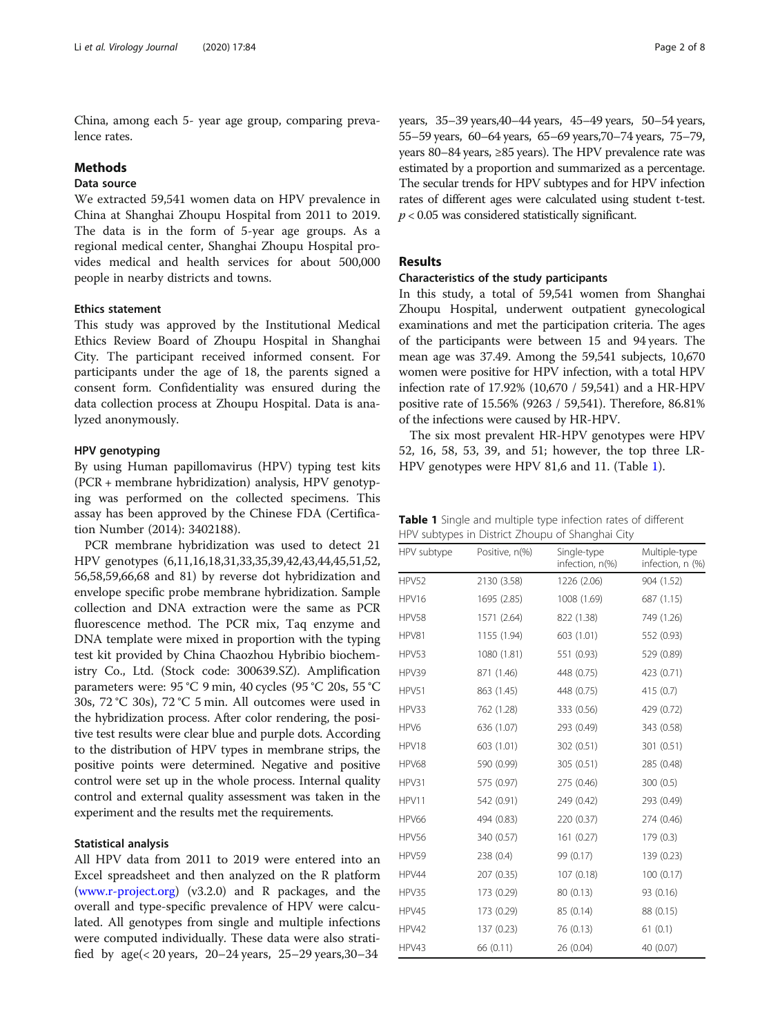China, among each 5- year age group, comparing prevalence rates.

## Methods

### Data source

We extracted 59,541 women data on HPV prevalence in China at Shanghai Zhoupu Hospital from 2011 to 2019. The data is in the form of 5-year age groups. As a regional medical center, Shanghai Zhoupu Hospital provides medical and health services for about 500,000 people in nearby districts and towns.

### Ethics statement

This study was approved by the Institutional Medical Ethics Review Board of Zhoupu Hospital in Shanghai City. The participant received informed consent. For participants under the age of 18, the parents signed a consent form. Confidentiality was ensured during the data collection process at Zhoupu Hospital. Data is analyzed anonymously.

### HPV genotyping

By using Human papillomavirus (HPV) typing test kits (PCR + membrane hybridization) analysis, HPV genotyping was performed on the collected specimens. This assay has been approved by the Chinese FDA (Certification Number (2014): 3402188).

PCR membrane hybridization was used to detect 21 HPV genotypes (6,11,16,18,31,33,35,39,42,43,44,45,51,52, 56,58,59,66,68 and 81) by reverse dot hybridization and envelope specific probe membrane hybridization. Sample collection and DNA extraction were the same as PCR fluorescence method. The PCR mix, Taq enzyme and DNA template were mixed in proportion with the typing test kit provided by China Chaozhou Hybribio biochemistry Co., Ltd. (Stock code: 300639.SZ). Amplification parameters were: 95 °C 9 min, 40 cycles (95 °C 20s, 55 °C 30s, 72 °C 30s), 72 °C 5 min. All outcomes were used in the hybridization process. After color rendering, the positive test results were clear blue and purple dots. According to the distribution of HPV types in membrane strips, the positive points were determined. Negative and positive control were set up in the whole process. Internal quality control and external quality assessment was taken in the experiment and the results met the requirements.

### Statistical analysis

All HPV data from 2011 to 2019 were entered into an Excel spreadsheet and then analyzed on the R platform (www.r-project.org) (v3.2.0) and R packages, and the overall and type-specific prevalence of HPV were calculated. All genotypes from single and multiple infections were computed individually. These data were also stratified by age(< 20 years, 20–24 years, 25–29 years,30–34 years, 35–39 years,40–44 years, 45–49 years, 50–54 years, 55–59 years, 60–64 years, 65–69 years,70–74 years, 75–79, years 80–84 years, ≥85 years). The HPV prevalence rate was estimated by a proportion and summarized as a percentage. The secular trends for HPV subtypes and for HPV infection rates of different ages were calculated using student t-test. $p < 0.05$ was considered statistically significant.

## Results

### Characteristics of the study participants

In this study, a total of 59,541 women from Shanghai Zhoupu Hospital, underwent outpatient gynecological examinations and met the participation criteria. The ages of the participants were between 15 and 94 years. The mean age was 37.49. Among the 59,541 subjects, 10,670 women were positive for HPV infection, with a total HPV infection rate of 17.92% (10,670 / 59,541) and a HR-HPV positive rate of 15.56% (9263 / 59,541). Therefore, 86.81% of the infections were caused by HR-HPV.

The six most prevalent HR-HPV genotypes were HPV 52, 16, 58, 53, 39, and 51; however, the top three LR-HPV genotypes were HPV 81,6 and 11. (Table 1).

**Table 1** Single and multiple type infection rates of different HPV subtypes in District Zhoupu of Shanghai City

| HPV subtype | Positive, n(%) | Single-type infection, n(%) | Multiple-type infection, n (%) |
|---|---|---|---|
| HPV52 | 2130 (3.58) | 1226 (2.06) | 904 (1.52) |
| HPV16 | 1695 (2.85) | 1008 (1.69) | 687 (1.15) |
| HPV58 | 1571 (2.64) | 822 (1.38) | 749 (1.26) |
| HPV81 | 1155 (1.94) | 603 (1.01) | 552 (0.93) |
| HPV53 | 1080 (1.81) | 551 (0.93) | 529 (0.89) |
| HPV39 | 871 (1.46) | 448 (0.75) | 423 (0.71) |
| HPV51 | 863 (1.45) | 448 (0.75) | 415 (0.7) |
| HPV33 | 762 (1.28) | 333 (0.56) | 429 (0.72) |
| HPV6 | 636 (1.07) | 293 (0.49) | 343 (0.58) |
| HPV18 | 603 (1.01) | 302 (0.51) | 301 (0.51) |
| HPV68 | 590 (0.99) | 305 (0.51) | 285 (0.48) |
| HPV31 | 575 (0.97) | 275 (0.46) | 300 (0.5) |
| HPV11 | 542 (0.91) | 249 (0.42) | 293 (0.49) |
| HPV66 | 494 (0.83) | 220 (0.37) | 274 (0.46) |
| HPV56 | 340 (0.57) | 161 (0.27) | 179 (0.3) |
| HPV59 | 238 (0.4) | 99 (0.17) | 139 (0.23) |
| HPV44 | 207 (0.35) | 107 (0.18) | 100 (0.17) |
| HPV35 | 173 (0.29) | 80 (0.13) | 93 (0.16) |
| HPV45 | 173 (0.29) | 85 (0.14) | 88 (0.15) |
| HPV42 | 137 (0.23) | 76 (0.13) | 61 (0.1) |
| HPV43 | 66 (0.11) | 26 (0.04) | 40 (0.07) |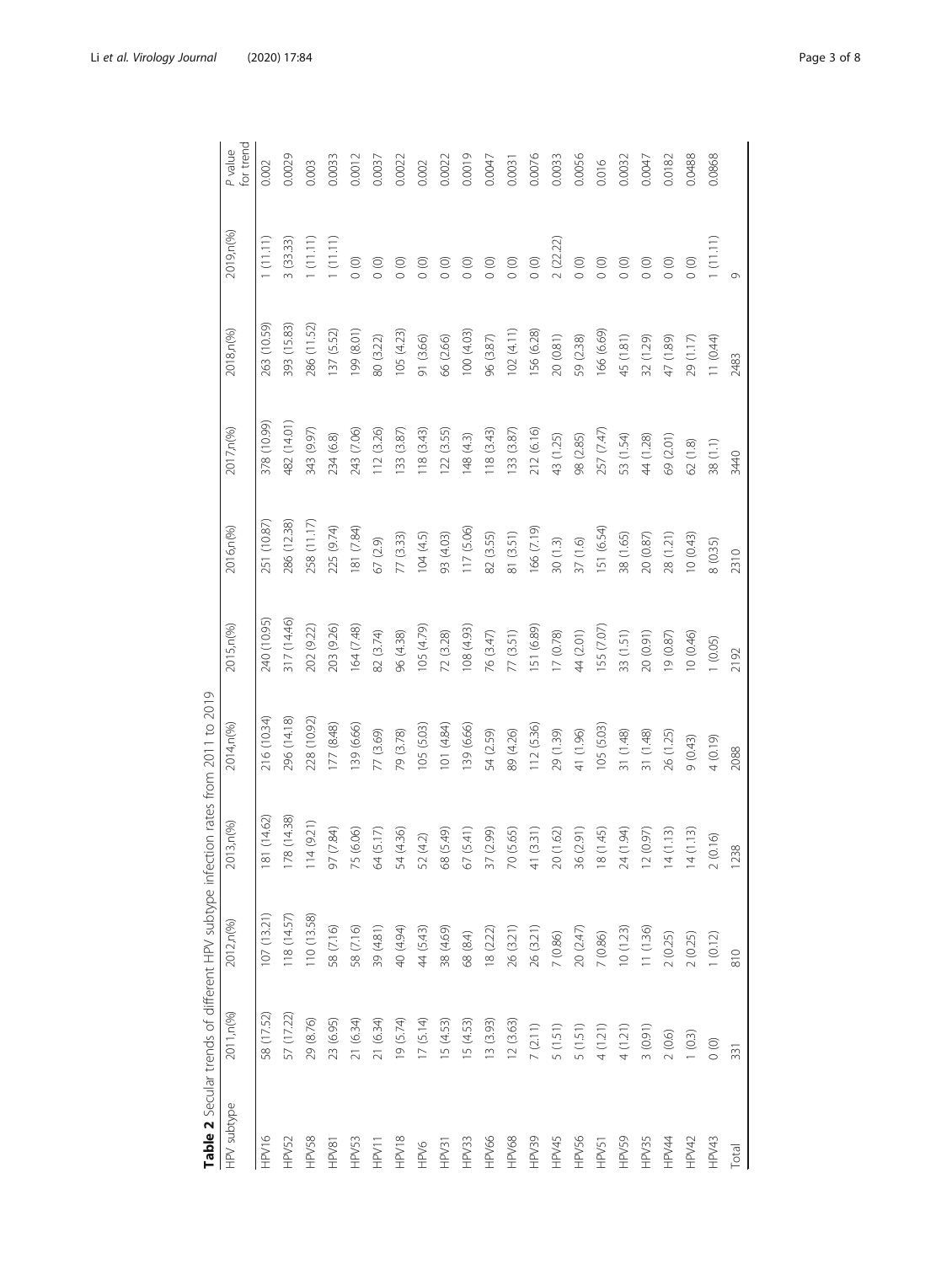**Table 2** Secular trends of different HPV subtype infection rates from 2011 to 2019

| HPV subtype | 2011,n(%) | 2012,n(%) | 2013,n(%) | 2014,n(%) | 2015,n(%) | 2016,n(%) | 2017,n(%) | 2018,n(%) | 2019,n(%) | *P* value for trend |
|---|---|---|---|---|---|---|---|---|---|---|
| HPV16 | 58 (17.52) | 107 (13.21) | 181 (14.62) | 216 (10.34) | 240 (10.95) | 251 (10.87) | 378 (10.99) | 263 (10.59) | 1 (11.11) | 0.002 |
| HPV52 | 57 (17.22) | 118 (14.57) | 178 (14.38) | 296 (14.18) | 317 (14.46) | 286 (12.38) | 482 (14.01) | 393 (15.83) | 3 (33.33) | 0.0029 |
| HPV58 | 29 (8.76) | 110 (13.58) | 114 (9.21) | 228 (10.92) | 202 (9.22) | 258 (11.17) | 343 (9.97) | 286 (11.52) | 1 (11.11) | 0.003 |
| HPV81 | 23 (6.95) | 58 (7.16) | 97 (7.84) | 177 (8.48) | 203 (9.26) | 225 (9.74) | 234 (6.8) | 137 (5.52) | 1 (11.11) | 0.0033 |
| HPV53 | 21 (6.34) | 58 (7.16) | 75 (6.06) | 139 (6.66) | 164 (7.48) | 181 (7.84) | 243 (7.06) | 199 (8.01) | 0 (0) | 0.0012 |
| HPV11 | 21 (6.34) | 39 (4.81) | 64 (5.17) | 77 (3.69) | 82 (3.74) | 67 (2.9) | 112 (3.26) | 80 (3.22) | 0 (0) | 0.0037 |
| HPV18 | 19 (5.74) | 40 (4.94) | 54 (4.36) | 79 (3.78) | 96 (4.38) | 77 (3.33) | 133 (3.87) | 105 (4.23) | 0 (0) | 0.0022 |
| HPV6 | 17 (5.14) | 44 (5.43) | 52 (4.2) | 105 (5.03) | 105 (4.79) | 104 (4.5) | 118 (3.43) | 91 (3.66) | 0 (0) | 0.002 |
| HPV31 | 15 (4.53) | 38 (4.69) | 68 (5.49) | 101 (4.84) | 72 (3.28) | 93 (4.03) | 122 (3.55) | 66 (2.66) | 0 (0) | 0.0022 |
| HPV33 | 15 (4.53) | 68 (8.4) | 67 (5.41) | 139 (6.66) | 108 (4.93) | 117 (5.06) | 148 (4.3) | 100 (4.03) | 0 (0) | 0.0019 |
| HPV66 | 13 (3.93) | 18 (2.22) | 37 (2.99) | 54 (2.59) | 76 (3.47) | 82 (3.55) | 118 (3.43) | 96 (3.87) | 0 (0) | 0.0047 |
| HPV68 | 12 (3.63) | 26 (3.21) | 70 (5.65) | 89 (4.26) | 77 (3.51) | 81 (3.51) | 133 (3.87) | 102 (4.11) | 0 (0) | 0.0031 |
| HPV39 | 7 (2.11) | 26 (3.21) | 41 (3.31) | 112 (5.36) | 151 (6.89) | 166 (7.19) | 212 (6.16) | 156 (6.28) | 0 (0) | 0.0076 |
| HPV45 | 5 (1.51) | 7 (0.86) | 20 (1.62) | 29 (1.39) | 17 (0.78) | 30 (1.3) | 43 (1.25) | 20 (0.81) | 2 (22.22) | 0.0033 |
| HPV56 | 5 (1.51) | 20 (2.47) | 36 (2.91) | 41 (1.96) | 44 (2.01) | 37 (1.6) | 98 (2.85) | 59 (2.38) | 0 (0) | 0.0056 |
| HPV51 | 4 (1.21) | 7 (0.86) | 18 (1.45) | 105 (5.03) | 155 (7.07) | 151 (6.54) | 257 (7.47) | 166 (6.69) | 0 (0) | 0.016 |
| HPV59 | 4 (1.21) | 10 (1.23) | 24 (1.94) | 31 (1.48) | 33 (1.51) | 38 (1.65) | 53 (1.54) | 45 (1.81) | 0 (0) | 0.0032 |
| HPV35 | 3 (0.91) | 11 (1.36) | 12 (0.97) | 31 (1.48) | 20 (0.91) | 20 (0.87) | 44 (1.28) | 32 (1.29) | 0 (0) | 0.0047 |
| HPV44 | 2 (0.6) | 2 (0.25) | 14 (1.13) | 26 (1.25) | 19 (0.87) | 28 (1.21) | 69 (2.01) | 47 (1.89) | 0 (0) | 0.0182 |
| HPV42 | 1 (0.3) | 2 (0.25) | 14 (1.13) | 9 (0.43) | 10 (0.46) | 10 (0.43) | 62 (1.8) | 29 (1.17) | 0 (0) | 0.0488 |
| HPV43 | 0 (0) | 1 (0.12) | 2 (0.16) | 4 (0.19) | 1 (0.05) | 8 (0.35) | 38 (1.1) | 11 (0.44) | 1 (11.11) | 0.0868 |
| Total | 331 | 810 | 1238 | 2088 | 2192 | 2310 | 3440 | 2483 | 9 | |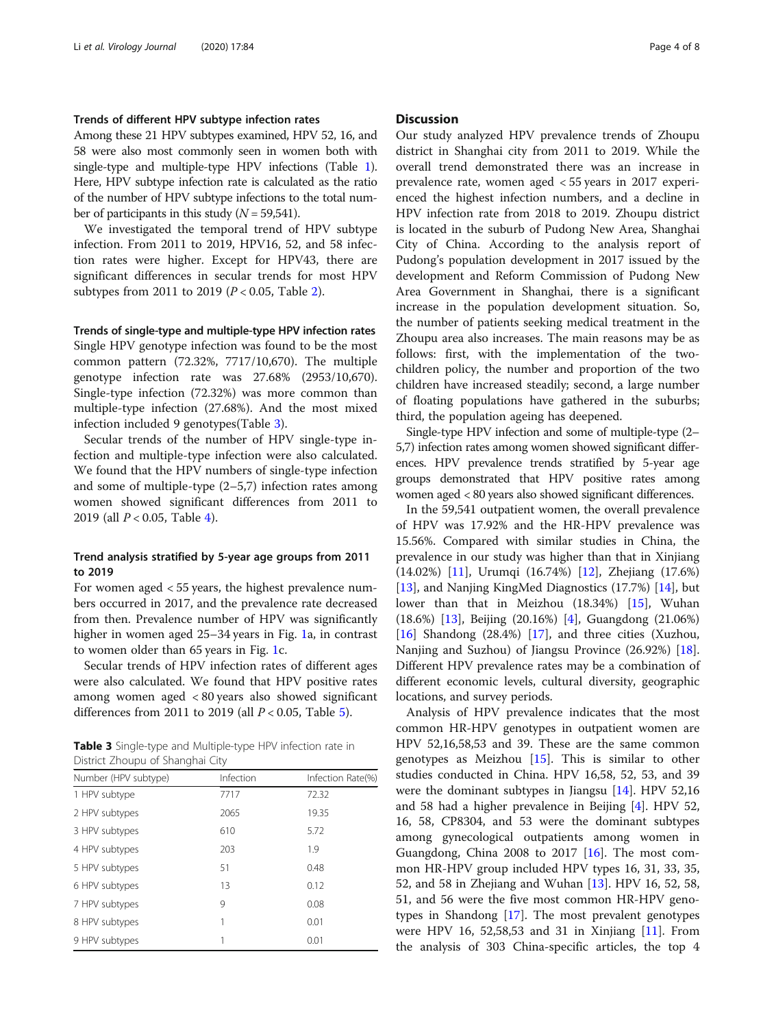### Trends of different HPV subtype infection rates

Among these 21 HPV subtypes examined, HPV 52, 16, and 58 were also most commonly seen in women both with single-type and multiple-type HPV infections (Table 1). Here, HPV subtype infection rate is calculated as the ratio of the number of HPV subtype infections to the total number of participants in this study ($N = 59,541$).

We investigated the temporal trend of HPV subtype infection. From 2011 to 2019, HPV16, 52, and 58 infection rates were higher. Except for HPV43, there are significant differences in secular trends for most HPV subtypes from 2011 to 2019 ($P < 0.05$, Table 2).

### Trends of single-type and multiple-type HPV infection rates

Single HPV genotype infection was found to be the most common pattern (72.32%, 7717/10,670). The multiple genotype infection rate was 27.68% (2953/10,670). Single-type infection (72.32%) was more common than multiple-type infection (27.68%). And the most mixed infection included 9 genotypes(Table 3).

Secular trends of the number of HPV single-type infection and multiple-type infection were also calculated. We found that the HPV numbers of single-type infection and some of multiple-type (2–5,7) infection rates among women showed significant differences from 2011 to 2019 (all $P < 0.05$, Table 4).

### Trend analysis stratified by 5-year age groups from 2011 to 2019

For women aged < 55 years, the highest prevalence numbers occurred in 2017, and the prevalence rate decreased from then. Prevalence number of HPV was significantly higher in women aged 25–34 years in Fig. 1a, in contrast to women older than 65 years in Fig. 1c.

Secular trends of HPV infection rates of different ages were also calculated. We found that HPV positive rates among women aged < 80 years also showed significant differences from 2011 to 2019 (all $P < 0.05$, Table 5).

**Table 3** Single-type and Multiple-type HPV infection rate in District Zhoupu of Shanghai City

| Number (HPV subtype) | Infection | Infection Rate(%) |
|---|---|---|
| 1 HPV subtype | 7717 | 72.32 |
| 2 HPV subtypes | 2065 | 19.35 |
| 3 HPV subtypes | 610 | 5.72 |
| 4 HPV subtypes | 203 | 1.9 |
| 5 HPV subtypes | 51 | 0.48 |
| 6 HPV subtypes | 13 | 0.12 |
| 7 HPV subtypes | 9 | 0.08 |
| 8 HPV subtypes | 1 | 0.01 |
| 9 HPV subtypes | 1 | 0.01 |

## Discussion

Our study analyzed HPV prevalence trends of Zhoupu district in Shanghai city from 2011 to 2019. While the overall trend demonstrated there was an increase in prevalence rate, women aged < 55 years in 2017 experienced the highest infection numbers, and a decline in HPV infection rate from 2018 to 2019. Zhoupu district is located in the suburb of Pudong New Area, Shanghai City of China. According to the analysis report of Pudong's population development in 2017 issued by the development and Reform Commission of Pudong New Area Government in Shanghai, there is a significant increase in the population development situation. So, the number of patients seeking medical treatment in the Zhoupu area also increases. The main reasons may be as follows: first, with the implementation of the two-children policy, the number and proportion of the two children have increased steadily; second, a large number of floating populations have gathered in the suburbs; third, the population ageing has deepened.

Single-type HPV infection and some of multiple-type (2–5,7) infection rates among women showed significant differences. HPV prevalence trends stratified by 5-year age groups demonstrated that HPV positive rates among women aged < 80 years also showed significant differences.

In the 59,541 outpatient women, the overall prevalence of HPV was 17.92% and the HR-HPV prevalence was 15.56%. Compared with similar studies in China, the prevalence in our study was higher than that in Xinjiang (14.02%) [11], Urumqi (16.74%) [12], Zhejiang (17.6%) [13], and Nanjing KingMed Diagnostics (17.7%) [14], but lower than that in Meizhou (18.34%) [15], Wuhan (18.6%) [13], Beijing (20.16%) [4], Guangdong (21.06%) [16] Shandong (28.4%) [17], and three cities (Xuzhou, Nanjing and Suzhou) of Jiangsu Province (26.92%) [18]. Different HPV prevalence rates may be a combination of different economic levels, cultural diversity, geographic locations, and survey periods.

Analysis of HPV prevalence indicates that the most common HR-HPV genotypes in outpatient women are HPV 52,16,58,53 and 39. These are the same common genotypes as Meizhou [15]. This is similar to other studies conducted in China. HPV 16,58, 52, 53, and 39 were the dominant subtypes in Jiangsu [14]. HPV 52,16 and 58 had a higher prevalence in Beijing [4]. HPV 52, 16, 58, CP8304, and 53 were the dominant subtypes among gynecological outpatients among women in Guangdong, China 2008 to 2017 [16]. The most common HR-HPV group included HPV types 16, 31, 33, 35, 52, and 58 in Zhejiang and Wuhan [13]. HPV 16, 52, 58, 51, and 56 were the five most common HR-HPV genotypes in Shandong [17]. The most prevalent genotypes were HPV 16, 52,58,53 and 31 in Xinjiang [11]. From the analysis of 303 China-specific articles, the top 4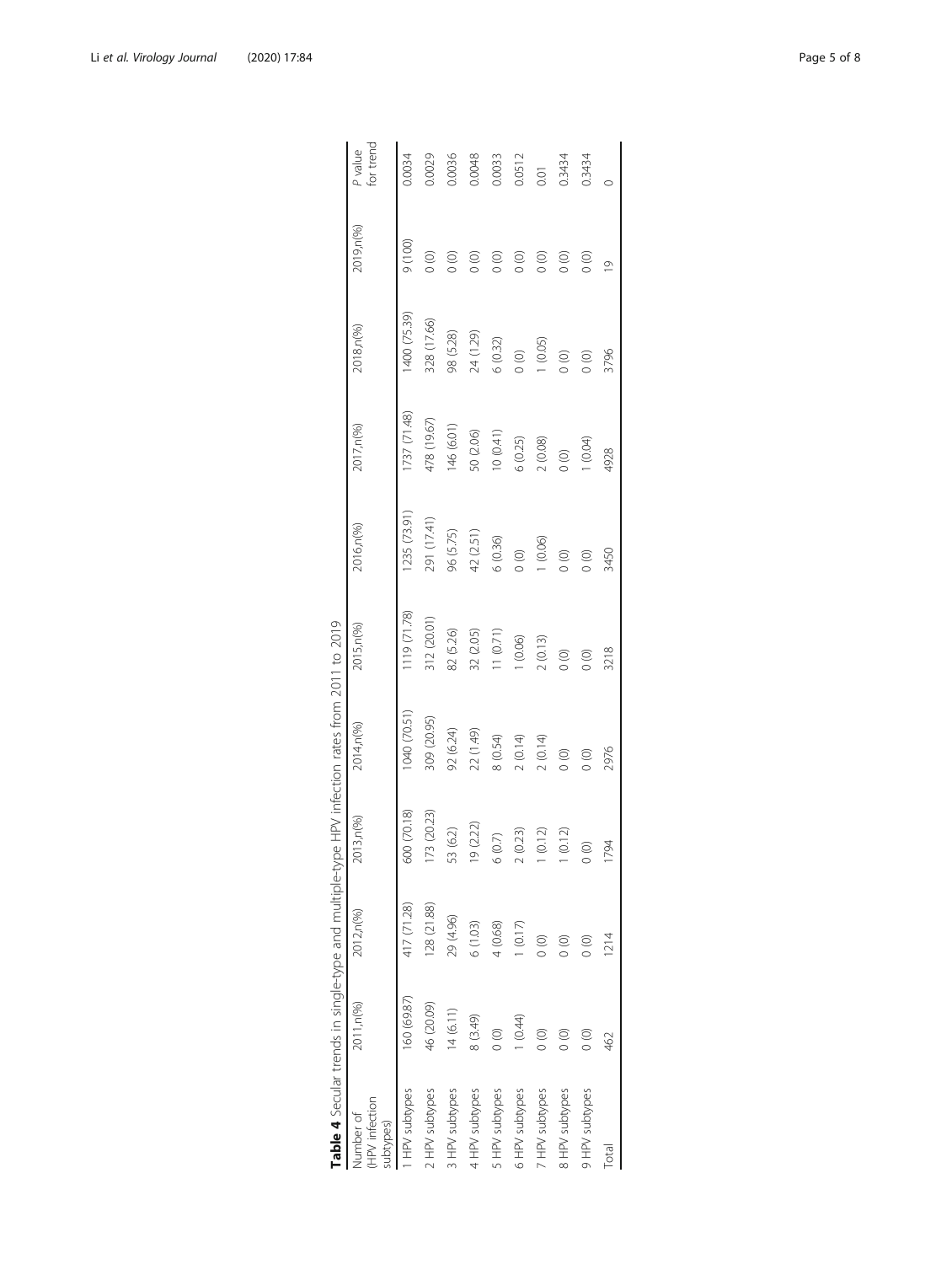**Table 4** Secular trends in single-type and multiple-type HPV infection rates from 2011 to 2019

| Number of (HPV infection subtypes) | 2011,n(%) | 2012,n(%) | 2013,n(%) | 2014,n(%) | 2015,n(%) | 2016,n(%) | 2017,n(%) | 2018,n(%) | 2019,n(%) | *P* value for trend |
|---|---|---|---|---|---|---|---|---|---|---|
| 1 HPV subtypes | 160 (69.87) | 417 (71.28) | 600 (70.18) | 1040 (70.51) | 1119 (71.78) | 1235 (73.91) | 1737 (71.48) | 1400 (75.39) | 9 (100) | 0.0034 |
| 2 HPV subtypes | 46 (20.09) | 128 (21.88) | 173 (20.23) | 309 (20.95) | 312 (20.01) | 291 (17.41) | 478 (19.67) | 328 (17.66) | 0 (0) | 0.0029 |
| 3 HPV subtypes | 14 (6.11) | 29 (4.96) | 53 (6.2) | 92 (6.24) | 82 (5.26) | 96 (5.75) | 146 (6.01) | 98 (5.28) | 0 (0) | 0.0036 |
| 4 HPV subtypes | 8 (3.49) | 6 (1.03) | 19 (2.22) | 22 (1.49) | 32 (2.05) | 42 (2.51) | 50 (2.06) | 24 (1.29) | 0 (0) | 0.0048 |
| 5 HPV subtypes | 0 (0) | 4 (0.68) | 6 (0.7) | 8 (0.54) | 11 (0.71) | 6 (0.36) | 10 (0.41) | 6 (0.32) | 0 (0) | 0.0033 |
| 6 HPV subtypes | 1 (0.44) | 1 (0.17) | 2 (0.23) | 2 (0.14) | 1 (0.06) | 0 (0) | 6 (0.25) | 0 (0) | 0 (0) | 0.0512 |
| 7 HPV subtypes | 0 (0) | 0 (0) | 1 (0.12) | 2 (0.14) | 2 (0.13) | 1 (0.06) | 2 (0.08) | 1 (0.05) | 0 (0) | 0.01 |
| 8 HPV subtypes | 0 (0) | 0 (0) | 1 (0.12) | 0 (0) | 0 (0) | 0 (0) | 0 (0) | 0 (0) | 0 (0) | 0.3434 |
| 9 HPV subtypes | 0 (0) | 0 (0) | 0 (0) | 0 (0) | 0 (0) | 0 (0) | 1 (0.04) | 0 (0) | 0 (0) | 0.3434 |
| Total | 462 | 1214 | 1794 | 2976 | 3218 | 3450 | 4928 | 3796 | 19 | 0 |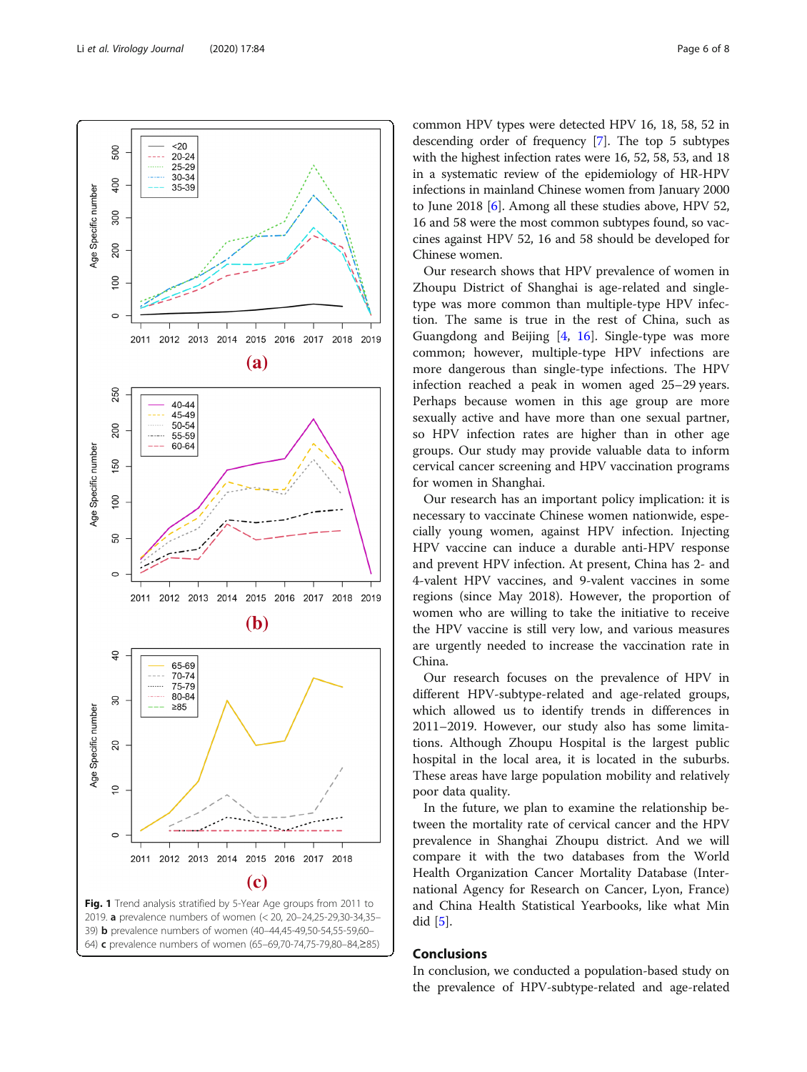Fig. 1 Trend analysis stratified by 5-Year Age groups from 2011 to 2019. **a** prevalence numbers of women (< 20, 20–24,25-29,30-34,35–39) **b** prevalence numbers of women (40–44,45-49,50-54,55-59,60–64) **c** prevalence numbers of women (65–69,70-74,75-79,80-84,≥85)

common HPV types were detected HPV 16, 18, 58, 52 in descending order of frequency [7]. The top 5 subtypes with the highest infection rates were 16, 52, 58, 53, and 18 in a systematic review of the epidemiology of HR-HPV infections in mainland Chinese women from January 2000 to June 2018 [6]. Among all these studies above, HPV 52, 16 and 58 were the most common subtypes found, so vaccines against HPV 52, 16 and 58 should be developed for Chinese women.

Our research shows that HPV prevalence of women in Zhoupu District of Shanghai is age-related and single-type was more common than multiple-type HPV infection. The same is true in the rest of China, such as Guangdong and Beijing [4, 16]. Single-type was more common; however, multiple-type HPV infections are more dangerous than single-type infections. The HPV infection reached a peak in women aged 25–29 years. Perhaps because women in this age group are more sexually active and have more than one sexual partner, so HPV infection rates are higher than in other age groups. Our study may provide valuable data to inform cervical cancer screening and HPV vaccination programs for women in Shanghai.

Our research has an important policy implication: it is necessary to vaccinate Chinese women nationwide, especially young women, against HPV infection. Injecting HPV vaccine can induce a durable anti-HPV response and prevent HPV infection. At present, China has 2- and 4-valent HPV vaccines, and 9-valent vaccines in some regions (since May 2018). However, the proportion of women who are willing to take the initiative to receive the HPV vaccine is still very low, and various measures are urgently needed to increase the vaccination rate in China.

Our research focuses on the prevalence of HPV in different HPV-subtype-related and age-related groups, which allowed us to identify trends in differences in 2011–2019. However, our study also has some limitations. Although Zhoupu Hospital is the largest public hospital in the local area, it is located in the suburbs. These areas have large population mobility and relatively poor data quality.

In the future, we plan to examine the relationship between the mortality rate of cervical cancer and the HPV prevalence in Shanghai Zhoupu district. And we will compare it with the two databases from the World Health Organization Cancer Mortality Database (International Agency for Research on Cancer, Lyon, France) and China Health Statistical Yearbooks, like what Min did [5].

## Conclusions

In conclusion, we conducted a population-based study on the prevalence of HPV-subtype-related and age-related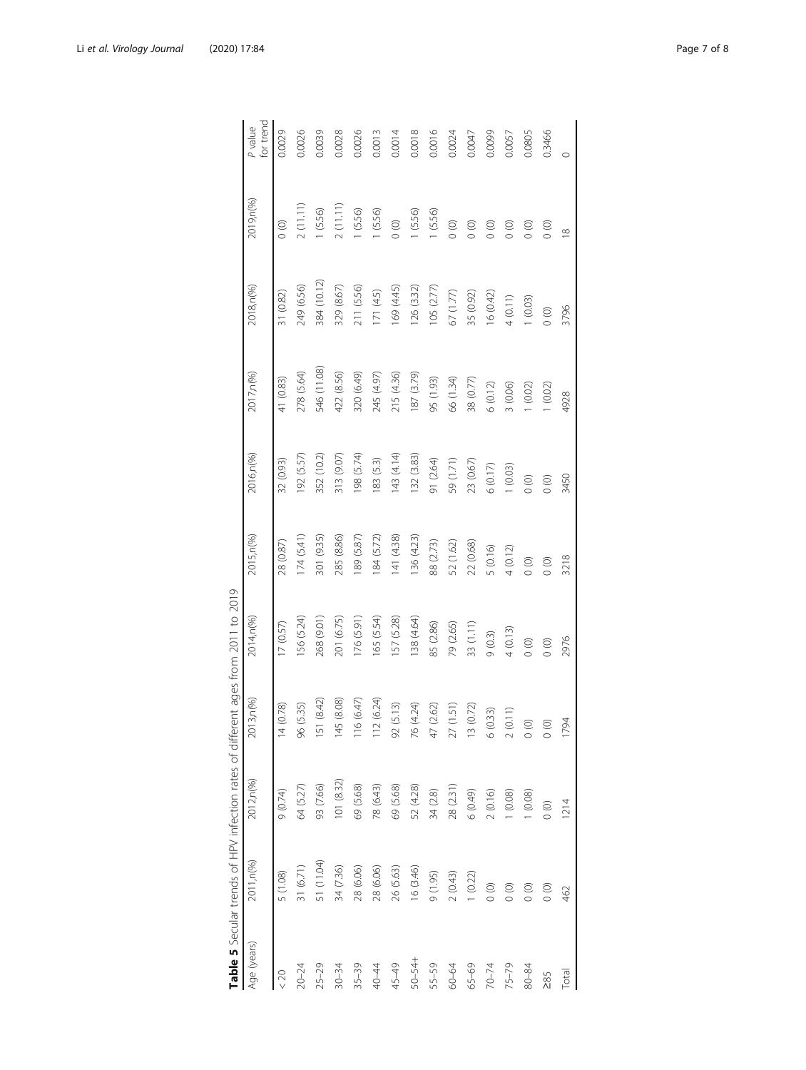**Table 5** Secular trends of HPV infection rates of different ages from 2011 to 2019

| Age (years) | 2011,n(%) | 2012,n(%) | 2013,n(%) | 2014,n(%) | 2015,n(%) | 2016,n(%) | 2017,n(%) | 2018,n(%) | 2019,n(%) | *P* value for trend |
|---|---|---|---|---|---|---|---|---|---|---|
| < 20 | 5 (1.08) | 9 (0.74) | 14 (0.78) | 17 (0.57) | 28 (0.87) | 32 (0.93) | 41 (0.83) | 31 (0.82) | 0 (0) | 0.0029 |
| 20–24 | 31 (6.71) | 64 (5.27) | 96 (5.35) | 156 (5.24) | 174 (5.41) | 192 (5.57) | 278 (5.64) | 249 (6.56) | 2 (11.11) | 0.0026 |
| 25–29 | 51 (11.04) | 93 (7.66) | 151 (8.42) | 268 (9.01) | 301 (9.35) | 352 (10.2) | 546 (11.08) | 384 (10.12) | 1 (5.56) | 0.0039 |
| 30–34 | 34 (7.36) | 101 (8.32) | 145 (8.08) | 201 (6.75) | 285 (8.86) | 313 (9.07) | 422 (8.56) | 329 (8.67) | 2 (11.11) | 0.0028 |
| 35–39 | 28 (6.06) | 69 (5.68) | 116 (6.47) | 176 (5.91) | 189 (5.87) | 198 (5.74) | 320 (6.49) | 211 (5.56) | 1 (5.56) | 0.0026 |
| 40–44 | 28 (6.06) | 78 (6.43) | 112 (6.24) | 165 (5.54) | 184 (5.72) | 183 (5.3) | 245 (4.97) | 171 (4.5) | 1 (5.56) | 0.0013 |
| 45–49 | 26 (5.63) | 69 (5.68) | 92 (5.13) | 157 (5.28) | 141 (4.38) | 143 (4.14) | 215 (4.36) | 169 (4.45) | 0 (0) | 0.0014 |
| 50–54+ | 16 (3.46) | 52 (4.28) | 76 (4.24) | 138 (4.64) | 136 (4.23) | 132 (3.83) | 187 (3.79) | 126 (3.32) | 1 (5.56) | 0.0018 |
| 55–59 | 9 (1.95) | 34 (2.8) | 47 (2.62) | 85 (2.86) | 88 (2.73) | 91 (2.64) | 95 (1.93) | 105 (2.77) | 1 (5.56) | 0.0016 |
| 60–64 | 2 (0.43) | 28 (2.31) | 27 (1.51) | 79 (2.65) | 52 (1.62) | 59 (1.71) | 66 (1.34) | 67 (1.77) | 0 (0) | 0.0024 |
| 65–69 | 1 (0.22) | 6 (0.49) | 13 (0.72) | 33 (1.11) | 22 (0.68) | 23 (0.67) | 38 (0.77) | 35 (0.92) | 0 (0) | 0.0047 |
| 70–74 | 0 (0) | 2 (0.16) | 6 (0.33) | 9 (0.3) | 5 (0.16) | 6 (0.17) | 6 (0.12) | 16 (0.42) | 0 (0) | 0.0099 |
| 75–79 | 0 (0) | 1 (0.08) | 2 (0.11) | 4 (0.13) | 4 (0.12) | 1 (0.03) | 3 (0.06) | 4 (0.11) | 0 (0) | 0.0057 |
| 80–84 | 0 (0) | 1 (0.08) | 0 (0) | 0 (0) | 0 (0) | 0 (0) | 1 (0.02) | 1 (0.03) | 0 (0) | 0.0805 |
| ≥85 | 0 (0) | 0 (0) | 0 (0) | 0 (0) | 0 (0) | 0 (0) | 1 (0.02) | 0 (0) | 0 (0) | 0.3466 |
| Total | 462 | 1214 | 1794 | 2976 | 3218 | 3450 | 4928 | 3796 | 18 | 0 |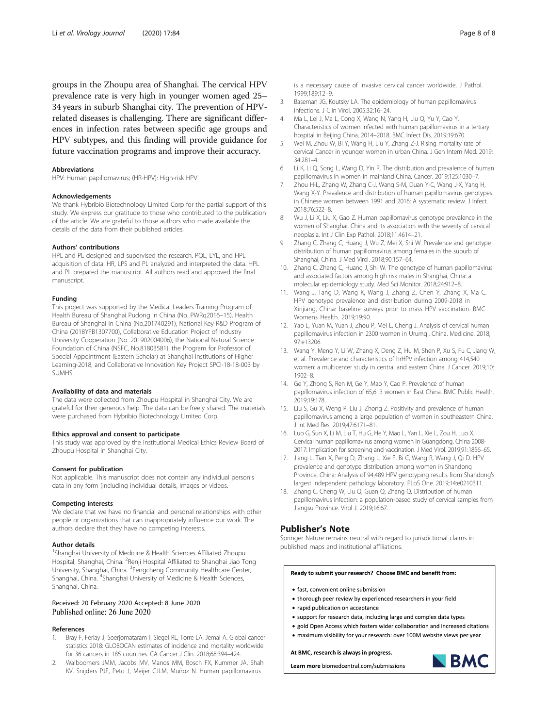groups in the Zhoupu area of Shanghai. The cervical HPV prevalence rate is very high in younger women aged 25–34 years in suburb Shanghai city. The prevention of HPV-related diseases is challenging. There are significant differences in infection rates between specific age groups and HPV subtypes, and this finding will provide guidance for future vaccination programs and improve their accuracy.

#### Abbreviations

HPV: Human papillomavirus; (HR-HPV): High-risk HPV

#### Acknowledgements

We thank Hybribio Biotechnology Limited Corp for the partial support of this study. We express our gratitude to those who contributed to the publication of the article. We are grateful to those authors who made available the details of the data from their published articles.

#### Authors' contributions

HPL and PL designed and supervised the research. PQL, LYL, and HPL acquisition of data. HR, LPS and PL analyzed and interpreted the data. HPL and PL prepared the manuscript. All authors read and approved the final manuscript.

#### Funding

This project was supported by the Medical Leaders Training Program of Health Bureau of Shanghai Pudong in China (No. PWRq2016–15), Health Bureau of Shanghai in China (No.201740291), National Key R&D Program of China (2018YFB1307700), Collaborative Education Project of Industry University Cooperation (No. 201902004006), the National Natural Science Foundation of China (NSFC, No.81803581), the Program for Professor of Special Appointment (Eastern Scholar) at Shanghai Institutions of Higher Learning-2018, and Collaborative Innovation Key Project SPCI-18-18-003 by SUMHS.

#### Availability of data and materials

The data were collected from Zhoupu Hospital in Shanghai City. We are grateful for their generous help. The data can be freely shared. The materials were purchased from Hybribio Biotechnology Limited Corp.

#### Ethics approval and consent to participate

This study was approved by the Institutional Medical Ethics Review Board of Zhoupu Hospital in Shanghai City.

#### Consent for publication

Not applicable. This manuscript does not contain any individual person's data in any form (including individual details, images or videos.

#### Competing interests

We declare that we have no financial and personal relationships with other people or organizations that can inappropriately influence our work. The authors declare that they have no competing interests.

#### Author details

[1]Shanghai University of Medicine & Health Sciences Affiliated Zhoupu Hospital, Shanghai, China. [2]Renji Hospital Affiliated to Shanghai Jiao Tong University, Shanghai, China. [3]Fengcheng Community Healthcare Center, Shanghai, China. [4]Shanghai University of Medicine & Health Sciences, Shanghai, China.

Received: 20 February 2020 Accepted: 8 June 2020
Published online: 26 June 2020

#### References

1. Bray F, Ferlay J, Soerjomataram I, Siegel RL, Torre LA, Jemal A. Global cancer statistics 2018: GLOBOCAN estimates of incidence and mortality worldwide for 36 cancers in 185 countries. CA Cancer J Clin. 2018;68:394–424.
2. Walboomers JMM, Jacobs MV, Manos MM, Bosch FX, Kummer JA, Shah KV, Snijders PJF, Peto J, Meijer CJLM, Muñoz N. Human papillomavirus is a necessary cause of invasive cervical cancer worldwide. J Pathol. 1999;189:12–9.
3. Baseman JG, Koutsky LA. The epidemiology of human papillomavirus infections. J Clin Virol. 2005;32:16–24.
4. Ma L, Lei J, Ma L, Cong X, Wang N, Yang H, Liu Q, Yu Y, Cao Y. Characteristics of women infected with human papillomavirus in a tertiary hospital in Beijing China, 2014–2018. BMC Infect Dis. 2019;19:670.
5. Wei M, Zhou W, Bi Y, Wang H, Liu Y, Zhang Z-J. Rising mortality rate of cervical Cancer in younger women in urban China. J Gen Intern Med. 2019; 34:281–4.
6. Li K, Li Q, Song L, Wang D, Yin R. The distribution and prevalence of human papillomavirus in women in mainland China. Cancer. 2019;125:1030–7.
7. Zhou H-L, Zhang W, Zhang C-J, Wang S-M, Duan Y-C, Wang J-X, Yang H, Wang X-Y. Prevalence and distribution of human papillomavirus genotypes in Chinese women between 1991 and 2016: A systematic review. J Infect. 2018;76:522–8.
8. Wu J, Li X, Liu X, Gao Z. Human papillomavirus genotype prevalence in the women of Shanghai, China and its association with the severity of cervical neoplasia. Int J Clin Exp Pathol. 2018;11:4614–21.
9. Zhang C, Zhang C, Huang J, Wu Z, Mei X, Shi W. Prevalence and genotype distribution of human papillomavirus among females in the suburb of Shanghai, China. J Med Virol. 2018;90:157–64.
10. Zhang C, Zhang C, Huang J, Shi W. The genotype of human papillomavirus and associated factors among high risk males in Shanghai, China: a molecular epidemiology study. Med Sci Monitor. 2018;24:912–8.
11. Wang J, Tang D, Wang K, Wang J, Zhang Z, Chen Y, Zhang X, Ma C. HPV genotype prevalence and distribution during 2009-2018 in Xinjiang, China: baseline surveys prior to mass HPV vaccination. BMC Womens Health. 2019;19:90.
12. Yao L, Yuan M, Yuan J, Zhou P, Mei L, Cheng J. Analysis of cervical human papillomavirus infection in 2300 women in Urumqi, China. Medicine. 2018; 97:e13206.
13. Wang Y, Meng Y, Li W, Zhang X, Deng Z, Hu M, Shen P, Xu S, Fu C, Jiang W, et al. Prevalence and characteristics of hrHPV infection among 414,540 women: a multicenter study in central and eastern China. J Cancer. 2019;10: 1902–8.
14. Ge Y, Zhong S, Ren M, Ge Y, Mao Y, Cao P. Prevalence of human papillomavirus infection of 65,613 women in East China. BMC Public Health. 2019;19:178.
15. Liu S, Gu X, Weng R, Liu J, Zhong Z. Positivity and prevalence of human papillomavirus among a large population of women in southeastern China. J Int Med Res. 2019;47:6171–81.
16. Luo G, Sun X, Li M, Liu T, Hu G, He Y, Mao L, Yan L, Xie L, Zou H, Luo X. Cervical human papillomavirus among women in Guangdong, China 2008-2017: Implication for screening and vaccination. J Med Virol. 2019;91:1856–65.
17. Jiang L, Tian X, Peng D, Zhang L, Xie F, Bi C, Wang R, Wang J, Qi D. HPV prevalence and genotype distribution among women in Shandong Province, China: Analysis of 94,489 HPV genotyping results from Shandong's largest independent pathology laboratory. PLoS One. 2019;14:e0210311.
18. Zhang C, Cheng W, Liu Q, Guan Q, Zhang Q. Distribution of human papillomavirus infection: a population-based study of cervical samples from Jiangsu Province. Virol J. 2019;16:67.

## Publisher's Note

Springer Nature remains neutral with regard to jurisdictional claims in published maps and institutional affiliations.

**Ready to submit your research? Choose BMC and benefit from:**

- fast, convenient online submission
- thorough peer review by experienced researchers in your field
- rapid publication on acceptance
- support for research data, including large and complex data types
- gold Open Access which fosters wider collaboration and increased citations
- maximum visibility for your research: over 100M website views per year

**At BMC, research is always in progress.**

**Learn more** biomedcentral.com/submissions

BMC